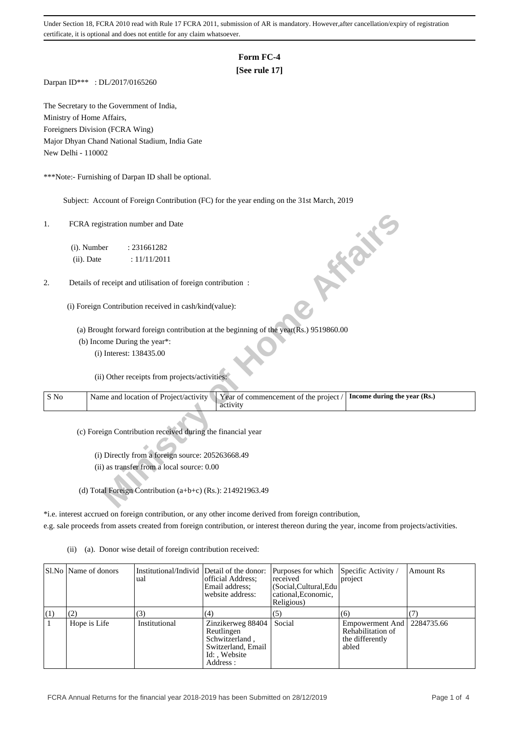Under Section 18, FCRA 2010 read with Rule 17 FCRA 2011, submission of AR is mandatory. However,after cancellation/expiry of registration certificate, it is optional and does not entitle for any claim whatsoever.

# Form FC-4

**[See rule 17]**

Darpan ID*** : DL/2017/0165260

The Secretary to the Government of India,
Ministry of Home Affairs,
Foreigners Division (FCRA Wing)
Major Dhyan Chand National Stadium, India Gate
New Delhi - 110002

***Note:- Furnishing of Darpan ID shall be optional.

Subject: Account of Foreign Contribution (FC) for the year ending on the 31st March, 2019

1. FCRA registration number and Date

   (i). Number : 231661282

   (ii). Date : 11/11/2011

2. Details of receipt and utilisation of foreign contribution :

   (i) Foreign Contribution received in cash/kind(value):

   (a) Brought forward foreign contribution at the beginning of the year(Rs.) 9519860.00

   (b) Income During the year*:

   (i) Interest: 138435.00

   (ii) Other receipts from projects/activities:

| S No | Name and location of Project/activity | Year of commencement of the project / activity | **Income during the year (Rs.)** |
|---|---|---|---|

   (c) Foreign Contribution received during the financial year

   (i) Directly from a foreign source: 205263668.49

   (ii) as transfer from a local source: 0.00

   (d) Total Foreign Contribution (a+b+c) (Rs.): 214921963.49

*i.e. interest accrued on foreign contribution, or any other income derived from foreign contribution, e.g. sale proceeds from assets created from foreign contribution, or interest thereon during the year, income from projects/activities.

(ii) (a). Donor wise detail of foreign contribution received:

| Sl.No | Name of donors | Institutional/Individual | Detail of the donor: official Address; Email address; website address: | Purposes for which received (Social,Cultural,Educational,Economic, Religious) | Specific Activity / project | Amount Rs |
|---|---|---|---|---|---|---|
| (1) | (2) | (3) | (4) | (5) | (6) | (7) |
| 1 | Hope is Life | Institutional | Zinzikerweg 88404 Reutlingen Schwitzerland , Switzerland, Email Id: , Website Address : | Social | Empowerment And Rehabilitation of the differently abled | 2284735.66 |

FCRA Annual Returns for the financial year 2018-2019 has been Submitted on 28/12/2019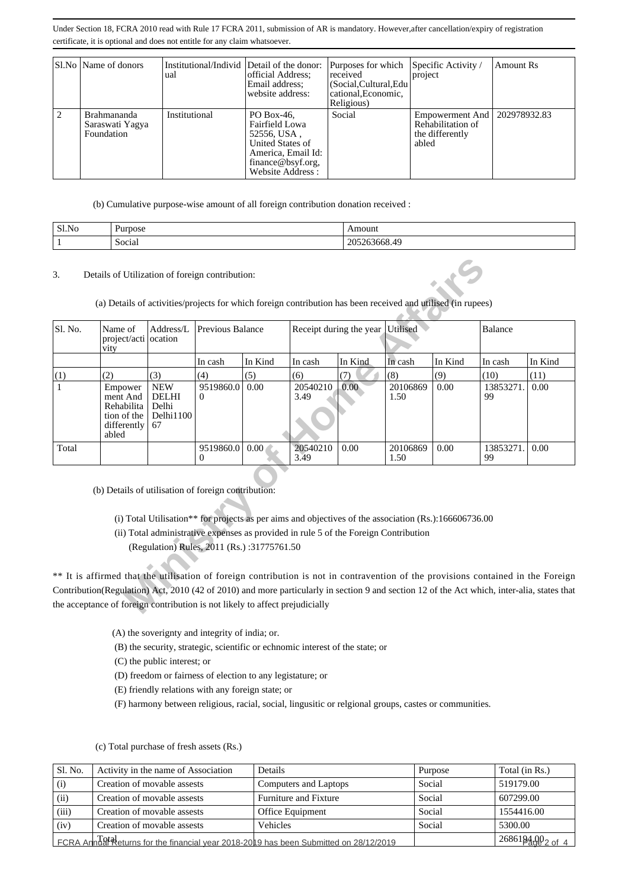Under Section 18, FCRA 2010 read with Rule 17 FCRA 2011, submission of AR is mandatory. However,after cancellation/expiry of registration certificate, it is optional and does not entitle for any claim whatsoever.

| Sl.No | Name of donors | Institutional/Individual | Detail of the donor: official Address; Email address; website address: | Purposes for which received (Social,Cultural,Educational,Economic, Religious) | Specific Activity / project | Amount Rs |
|---|---|---|---|---|---|---|
| 2 | Brahmananda Saraswati Yagya Foundation | Institutional | PO Box-46, Fairfield Lowa 52556, USA , United States of America, Email Id: finance@bsyf.org, Website Address : | Social | Empowerment And Rehabilitation of the differently abled | 202978932.83 |

(b) Cumulative purpose-wise amount of all foreign contribution donation received :

| Sl.No | Purpose | Amount |
|---|---|---|
| 1 | Social | 205263668.49 |

3. Details of Utilization of foreign contribution:

(a) Details of activities/projects for which foreign contribution has been received and utilised (in rupees)

| Sl. No. | Name of project/activity | Address/Location | Previous Balance | | Receipt during the year | | Utilised | | Balance | |
|---|---|---|---|---|---|---|---|---|---|---|
| | | | In cash | In Kind | In cash | In Kind | In cash | In Kind | In cash | In Kind |
| (1) | (2) | (3) | (4) | (5) | (6) | (7) | (8) | (9) | (10) | (11) |
| 1 | Empowerment And Rehabilitation of the differently abled | NEW DELHI Delhi Delhi110067 | 9519860.00 | 0.00 | 205402103.49 | 0.00 | 201068691.50 | 0.00 | 13853271.99 | 0.00 |
| Total | | | 9519860.00 | 0.00 | 205402103.49 | 0.00 | 201068691.50 | 0.00 | 13853271.99 | 0.00 |

(b) Details of utilisation of foreign contribution:

(i) Total Utilisation** for projects as per aims and objectives of the association (Rs.):166606736.00

(ii) Total administrative expenses as provided in rule 5 of the Foreign Contribution (Regulation) Rules, 2011 (Rs.) :31775761.50

** It is affirmed that the utilisation of foreign contribution is not in contravention of the provisions contained in the Foreign Contribution(Regulation) Act, 2010 (42 of 2010) and more particularly in section 9 and section 12 of the Act which, inter-alia, states that the acceptance of foreign contribution is not likely to affect prejudicially

(A) the soverignty and integrity of india; or.

(B) the security, strategic, scientific or echnomic interest of the state; or

(C) the public interest; or

(D) freedom or fairness of election to any legistature; or

(E) friendly relations with any foreign state; or

(F) harmony between religious, racial, social, lingusitic or relgional groups, castes or communities.

(c) Total purchase of fresh assets (Rs.)

| Sl. No. | Activity in the name of Association | Details | Purpose | Total (in Rs.) |
|---|---|---|---|---|
| (i) | Creation of movable assests | Computers and Laptops | Social | 519179.00 |
| (ii) | Creation of movable assests | Furniture and Fixture | Social | 607299.00 |
| (iii) | Creation of movable assests | Office Equipment | Social | 1554416.00 |
| (iv) | Creation of movable assests | Vehicles | Social | 5300.00 |
| Total | | | | 2686194.00 |

FCRA Annual Returns for the financial year 2018-2019 has been Submitted on 28/12/2019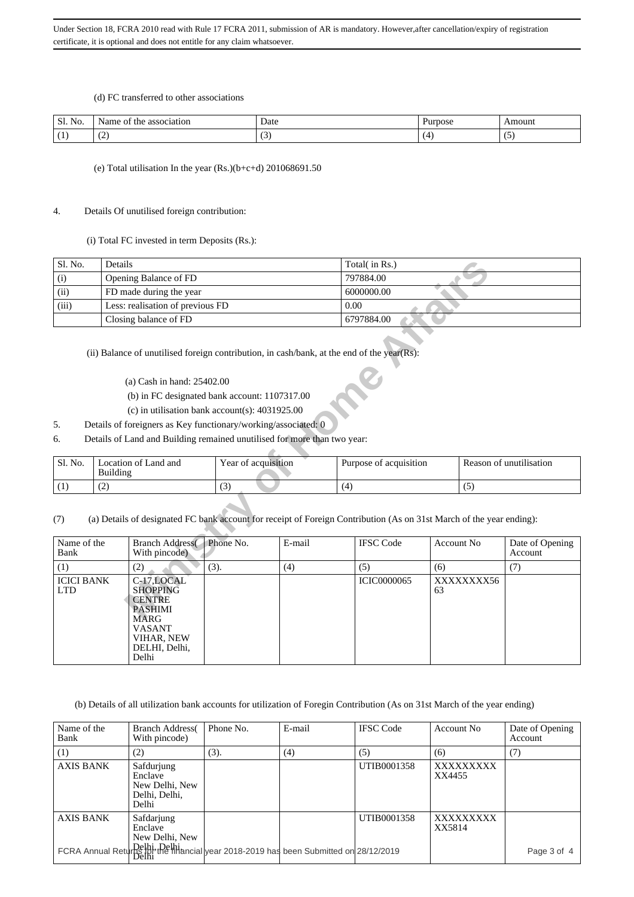Under Section 18, FCRA 2010 read with Rule 17 FCRA 2011, submission of AR is mandatory. However,after cancellation/expiry of registration certificate, it is optional and does not entitle for any claim whatsoever.

(d) FC transferred to other associations

| Sl. No. | Name of the association | Date | Purpose | Amount |
|---|---|---|---|---|
| (1) | (2) | (3) | (4) | (5) |

(e) Total utilisation In the year (Rs.)(b+c+d) 201068691.50

4. Details Of unutilised foreign contribution:

(i) Total FC invested in term Deposits (Rs.):

| Sl. No. | Details | Total( in Rs.) |
|---|---|---|
| (i) | Opening Balance of FD | 797884.00 |
| (ii) | FD made during the year | 6000000.00 |
| (iii) | Less: realisation of previous FD | 0.00 |
| | Closing balance of FD | 6797884.00 |

(ii) Balance of unutilised foreign contribution, in cash/bank, at the end of the year(Rs):

(a) Cash in hand: 25402.00

(b) in FC designated bank account: 1107317.00

(c) in utilisation bank account(s): 4031925.00

5. Details of foreigners as Key functionary/working/associated: 0

6. Details of Land and Building remained unutilised for more than two year:

| Sl. No. | Location of Land and Building | Year of acquisition | Purpose of acquisition | Reason of unutilisation |
|---|---|---|---|---|
| (1) | (2) | (3) | (4) | (5) |

(7) (a) Details of designated FC bank account for receipt of Foreign Contribution (As on 31st March of the year ending):

| Name of the Bank | Branch Address( With pincode) | Phone No. | E-mail | IFSC Code | Account No | Date of Opening Account |
|---|---|---|---|---|---|---|
| (1) | (2) | (3). | (4) | (5) | (6) | (7) |
| ICICI BANK LTD | C-17,LOCAL SHOPPING CENTRE PASHIMI MARG VASANT VIHAR, NEW DELHI, Delhi, Delhi | | | ICIC0000065 | XXXXXXXX5663 | |

(b) Details of all utilization bank accounts for utilization of Foregin Contribution (As on 31st March of the year ending)

| Name of the Bank | Branch Address( With pincode) | Phone No. | E-mail | IFSC Code | Account No | Date of Opening Account |
|---|---|---|---|---|---|---|
| (1) | (2) | (3). | (4) | (5) | (6) | (7) |
| AXIS BANK | Safdurjung Enclave New Delhi, New Delhi, Delhi, Delhi | | | UTIB0001358 | XXXXXXXXXXX4455 | |
| AXIS BANK | Safdarjung Enclave New Delhi, New Delhi, Delhi, Delhi | | | UTIB0001358 | XXXXXXXXXXX5814 | |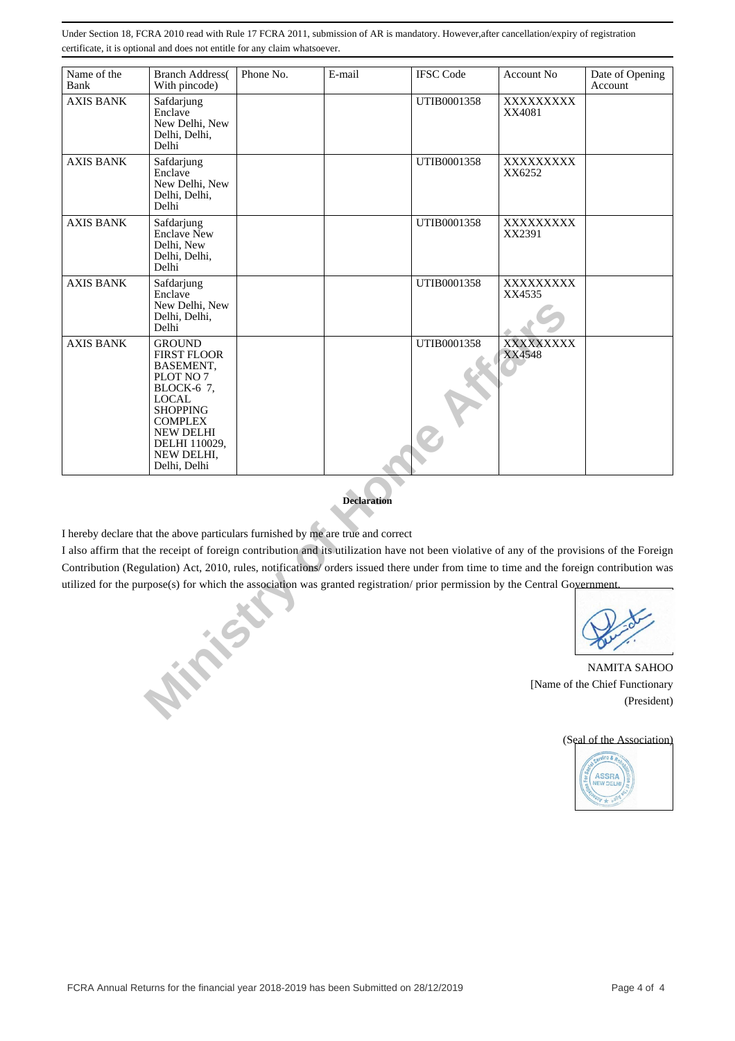Under Section 18, FCRA 2010 read with Rule 17 FCRA 2011, submission of AR is mandatory. However,after cancellation/expiry of registration certificate, it is optional and does not entitle for any claim whatsoever.

| Name of the Bank | Branch Address( With pincode) | Phone No. | E-mail | IFSC Code | Account No | Date of Opening Account |
|---|---|---|---|---|---|---|
| AXIS BANK | Safdarjung Enclave New Delhi, New Delhi, Delhi, Delhi | | | UTIB0001358 | XXXXXXXXXXX4081 | |
| AXIS BANK | Safdarjung Enclave New Delhi, New Delhi, Delhi, Delhi | | | UTIB0001358 | XXXXXXXXXXX6252 | |
| AXIS BANK | Safdarjung Enclave New Delhi, New Delhi, Delhi, Delhi | | | UTIB0001358 | XXXXXXXXXXX2391 | |
| AXIS BANK | Safdarjung Enclave New Delhi, New Delhi, Delhi, Delhi | | | UTIB0001358 | XXXXXXXXXXX4535 | |
| AXIS BANK | GROUND FIRST FLOOR BASEMENT, PLOT NO 7 BLOCK-6 7, LOCAL SHOPPING COMPLEX NEW DELHI DELHI 110029, NEW DELHI, Delhi, Delhi | | | UTIB0001358 | XXXXXXXXXXX4548 | |

**Declaration**

I hereby declare that the above particulars furnished by me are true and correct

I also affirm that the receipt of foreign contribution and its utilization have not been violative of any of the provisions of the Foreign Contribution (Regulation) Act, 2010, rules, notifications/ orders issued there under from time to time and the foreign contribution was utilized for the purpose(s) for which the association was granted registration/ prior permission by the Central Government.

NAMITA SAHOO

[Name of the Chief Functionary

(President)

(Seal of the Association)

FCRA Annual Returns for the financial year 2018-2019 has been Submitted on 28/12/2019